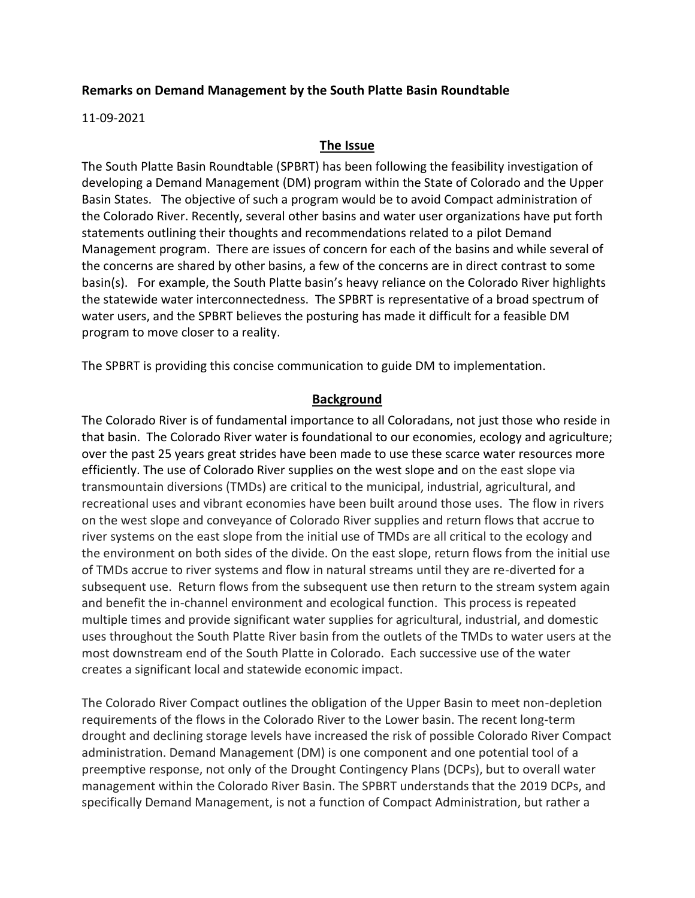**Remarks on Demand Management by the South Platte Basin Roundtable**

11-09-2021

## The Issue

The South Platte Basin Roundtable (SPBRT) has been following the feasibility investigation of developing a Demand Management (DM) program within the State of Colorado and the Upper Basin States. The objective of such a program would be to avoid Compact administration of the Colorado River. Recently, several other basins and water user organizations have put forth statements outlining their thoughts and recommendations related to a pilot Demand Management program. There are issues of concern for each of the basins and while several of the concerns are shared by other basins, a few of the concerns are in direct contrast to some basin(s). For example, the South Platte basin's heavy reliance on the Colorado River highlights the statewide water interconnectedness. The SPBRT is representative of a broad spectrum of water users, and the SPBRT believes the posturing has made it difficult for a feasible DM program to move closer to a reality.

The SPBRT is providing this concise communication to guide DM to implementation.

## Background

The Colorado River is of fundamental importance to all Coloradans, not just those who reside in that basin. The Colorado River water is foundational to our economies, ecology and agriculture; over the past 25 years great strides have been made to use these scarce water resources more efficiently. The use of Colorado River supplies on the west slope and on the east slope via transmountain diversions (TMDs) are critical to the municipal, industrial, agricultural, and recreational uses and vibrant economies have been built around those uses. The flow in rivers on the west slope and conveyance of Colorado River supplies and return flows that accrue to river systems on the east slope from the initial use of TMDs are all critical to the ecology and the environment on both sides of the divide. On the east slope, return flows from the initial use of TMDs accrue to river systems and flow in natural streams until they are re-diverted for a subsequent use. Return flows from the subsequent use then return to the stream system again and benefit the in-channel environment and ecological function. This process is repeated multiple times and provide significant water supplies for agricultural, industrial, and domestic uses throughout the South Platte River basin from the outlets of the TMDs to water users at the most downstream end of the South Platte in Colorado. Each successive use of the water creates a significant local and statewide economic impact.

The Colorado River Compact outlines the obligation of the Upper Basin to meet non-depletion requirements of the flows in the Colorado River to the Lower basin. The recent long-term drought and declining storage levels have increased the risk of possible Colorado River Compact administration. Demand Management (DM) is one component and one potential tool of a preemptive response, not only of the Drought Contingency Plans (DCPs), but to overall water management within the Colorado River Basin. The SPBRT understands that the 2019 DCPs, and specifically Demand Management, is not a function of Compact Administration, but rather a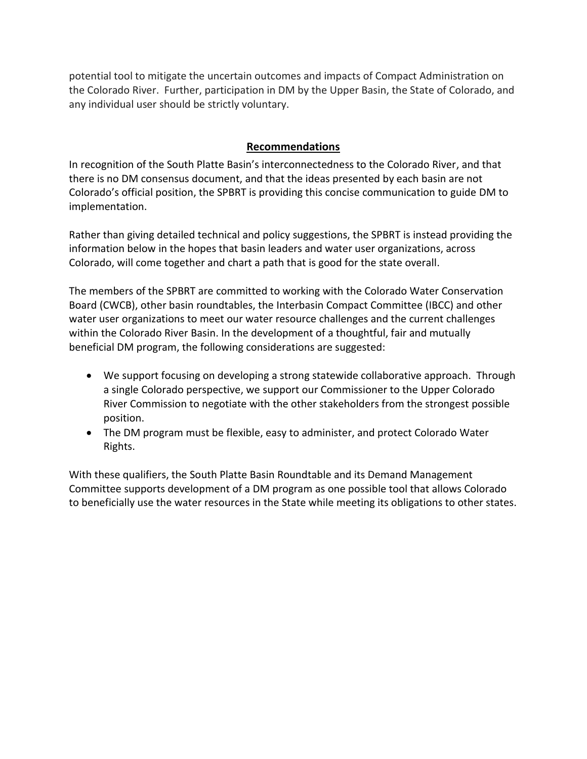potential tool to mitigate the uncertain outcomes and impacts of Compact Administration on the Colorado River. Further, participation in DM by the Upper Basin, the State of Colorado, and any individual user should be strictly voluntary.

## Recommendations

In recognition of the South Platte Basin's interconnectedness to the Colorado River, and that there is no DM consensus document, and that the ideas presented by each basin are not Colorado's official position, the SPBRT is providing this concise communication to guide DM to implementation.

Rather than giving detailed technical and policy suggestions, the SPBRT is instead providing the information below in the hopes that basin leaders and water user organizations, across Colorado, will come together and chart a path that is good for the state overall.

The members of the SPBRT are committed to working with the Colorado Water Conservation Board (CWCB), other basin roundtables, the Interbasin Compact Committee (IBCC) and other water user organizations to meet our water resource challenges and the current challenges within the Colorado River Basin. In the development of a thoughtful, fair and mutually beneficial DM program, the following considerations are suggested:

- We support focusing on developing a strong statewide collaborative approach. Through a single Colorado perspective, we support our Commissioner to the Upper Colorado River Commission to negotiate with the other stakeholders from the strongest possible position.
- The DM program must be flexible, easy to administer, and protect Colorado Water Rights.

With these qualifiers, the South Platte Basin Roundtable and its Demand Management Committee supports development of a DM program as one possible tool that allows Colorado to beneficially use the water resources in the State while meeting its obligations to other states.